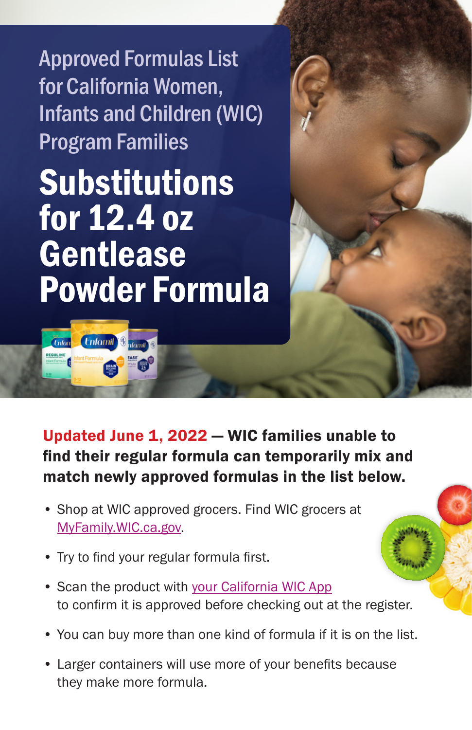Approved Formulas List for California Women, Infants and Children (WIC) Program Families

# Substitutions for 12.4 oz Gentlease Powder Formula

**Updated June 1, 2022 — WIC families unable to find their regular formula can temporarily mix and match newly approved formulas in the list below.**

- Shop at WIC approved grocers. Find WIC grocers at MyFamily.WIC.ca.gov.
- Try to find your regular formula first.
- Scan the product with your California WIC App to confirm it is approved before checking out at the register.
- You can buy more than one kind of formula if it is on the list.
- Larger containers will use more of your benefits because they make more formula.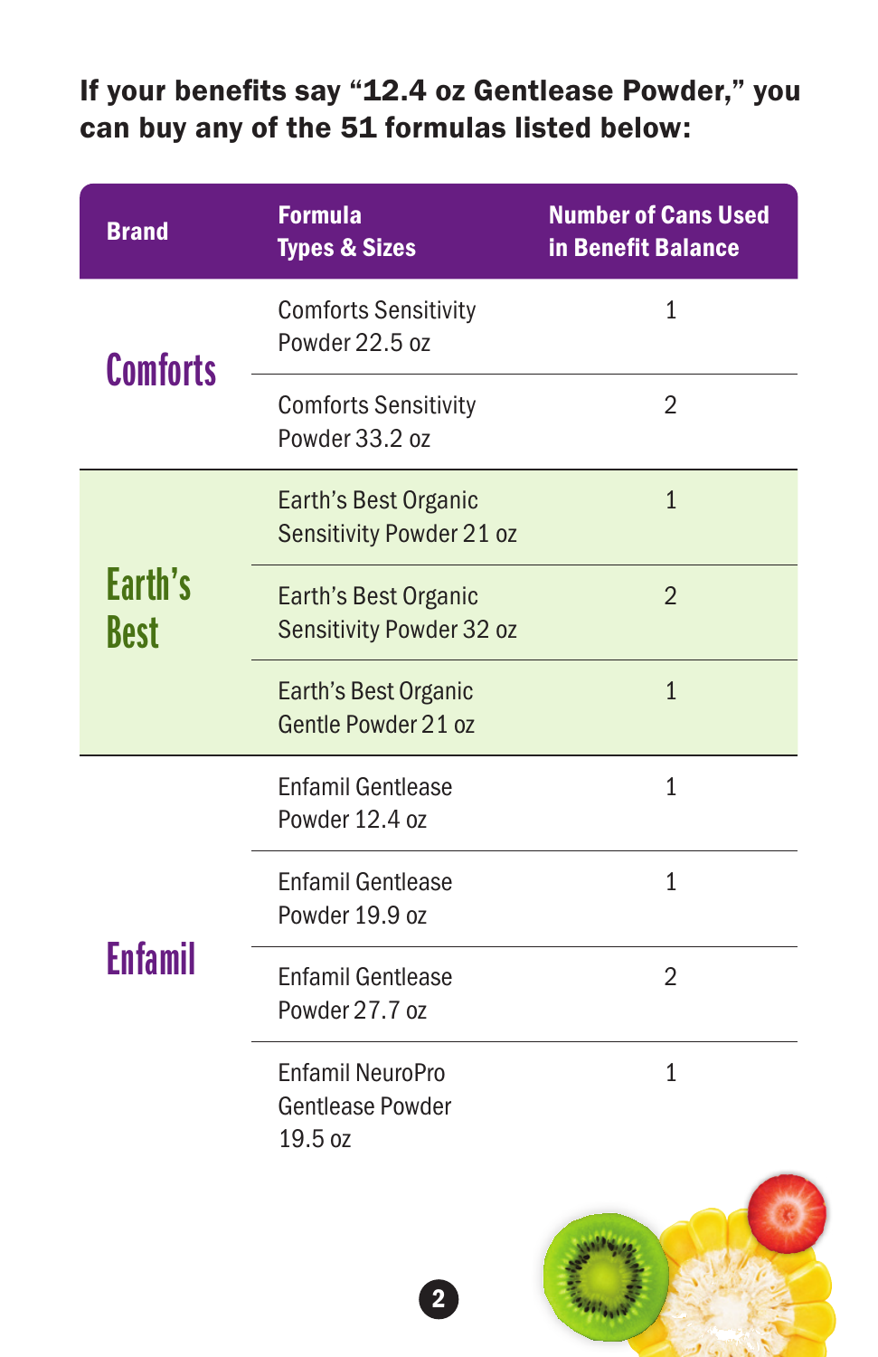**If your benefits say “12.4 oz Gentlease Powder,” you can buy any of the 51 formulas listed below:**

| Brand | Formula Types & Sizes | Number of Cans Used in Benefit Balance |
|---|---|---|
| Comforts | Comforts Sensitivity Powder 22.5 oz | 1 |
| | Comforts Sensitivity Powder 33.2 oz | 2 |
| Earth’s Best | Earth’s Best Organic Sensitivity Powder 21 oz | 1 |
| | Earth’s Best Organic Sensitivity Powder 32 oz | 2 |
| | Earth’s Best Organic Gentle Powder 21 oz | 1 |
| Enfamil | Enfamil Gentlease Powder 12.4 oz | 1 |
| | Enfamil Gentlease Powder 19.9 oz | 1 |
| | Enfamil Gentlease Powder 27.7 oz | 2 |
| | Enfamil NeuroPro Gentlease Powder 19.5 oz | 1 |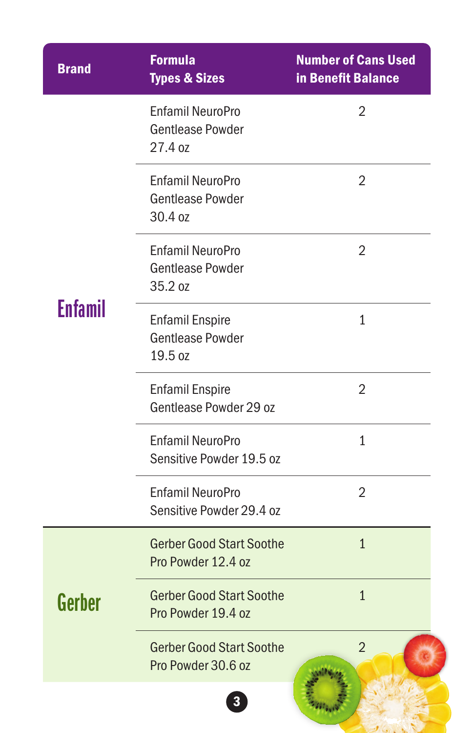| Brand | Formula Types & Sizes | Number of Cans Used in Benefit Balance |
|---|---|---|
| Enfamil | Enfamil NeuroPro Gentlease Powder 27.4 oz | 2 |
| | Enfamil NeuroPro Gentlease Powder 30.4 oz | 2 |
| | Enfamil NeuroPro Gentlease Powder 35.2 oz | 2 |
| | Enfamil Enspire Gentlease Powder 19.5 oz | 1 |
| | Enfamil Enspire Gentlease Powder 29 oz | 2 |
| | Enfamil NeuroPro Sensitive Powder 19.5 oz | 1 |
| | Enfamil NeuroPro Sensitive Powder 29.4 oz | 2 |
| Gerber | Gerber Good Start Soothe Pro Powder 12.4 oz | 1 |
| | Gerber Good Start Soothe Pro Powder 19.4 oz | 1 |
| | Gerber Good Start Soothe Pro Powder 30.6 oz | 2 |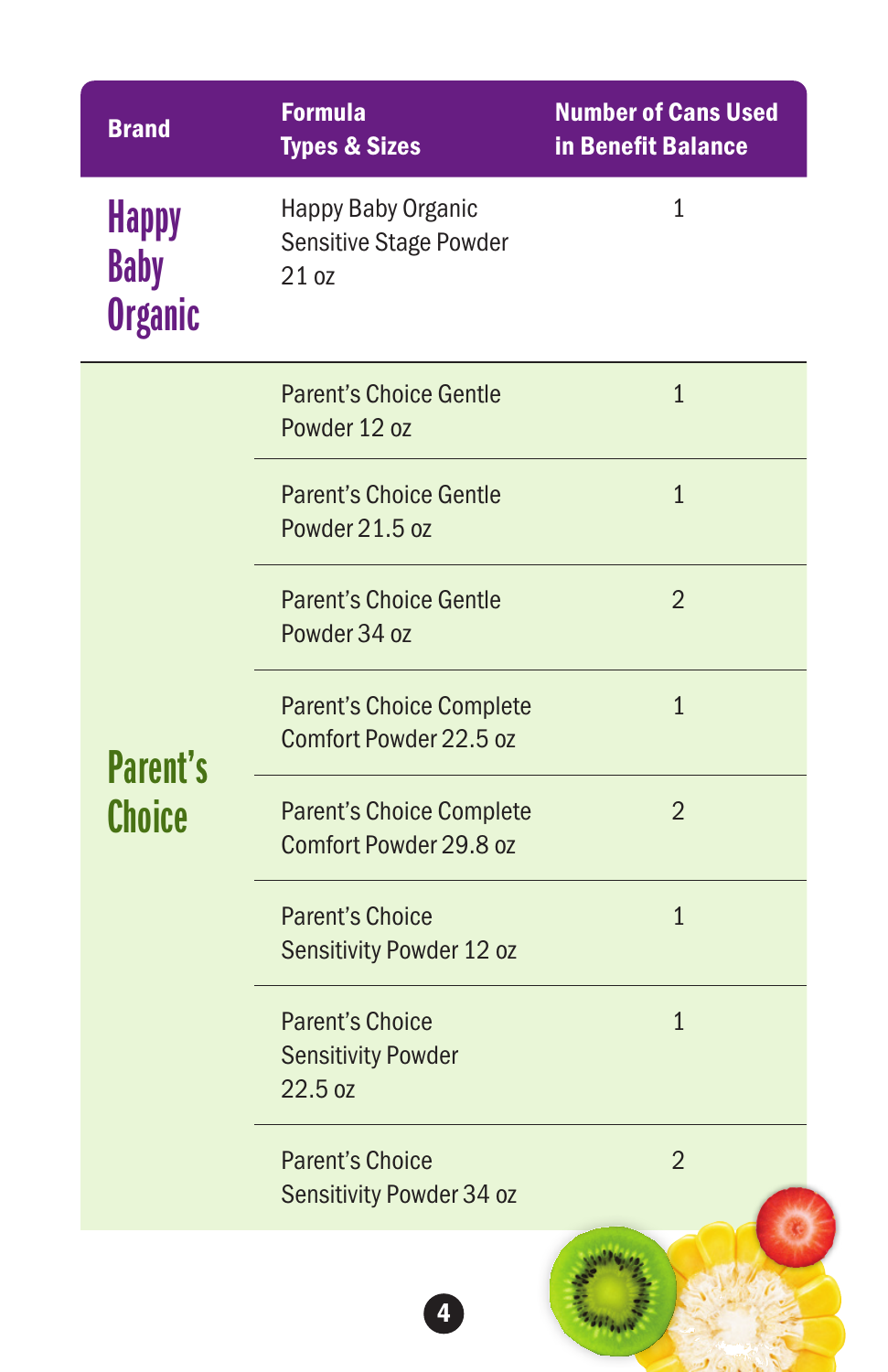| Brand | Formula Types & Sizes | Number of Cans Used in Benefit Balance |
| --- | --- | --- |
| Happy Baby Organic | Happy Baby Organic Sensitive Stage Powder 21 oz | 1 |
| Parent's Choice | Parent's Choice Gentle Powder 12 oz | 1 |
| | Parent's Choice Gentle Powder 21.5 oz | 1 |
| | Parent's Choice Gentle Powder 34 oz | 2 |
| | Parent's Choice Complete Comfort Powder 22.5 oz | 1 |
| | Parent's Choice Complete Comfort Powder 29.8 oz | 2 |
| | Parent's Choice Sensitivity Powder 12 oz | 1 |
| | Parent's Choice Sensitivity Powder 22.5 oz | 1 |
| | Parent's Choice Sensitivity Powder 34 oz | 2 |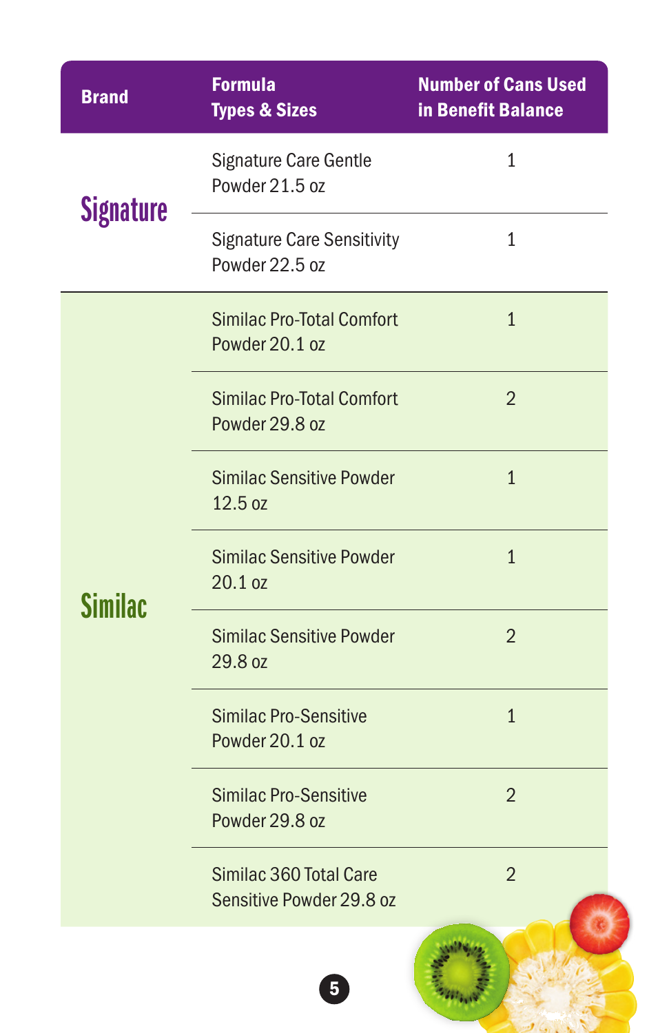| Brand | Formula Types & Sizes | Number of Cans Used in Benefit Balance |
|---|---|---|
| Signature | Signature Care Gentle Powder 21.5 oz | 1 |
| | Signature Care Sensitivity Powder 22.5 oz | 1 |
| Similac | Similac Pro-Total Comfort Powder 20.1 oz | 1 |
| | Similac Pro-Total Comfort Powder 29.8 oz | 2 |
| | Similac Sensitive Powder 12.5 oz | 1 |
| | Similac Sensitive Powder 20.1 oz | 1 |
| | Similac Sensitive Powder 29.8 oz | 2 |
| | Similac Pro-Sensitive Powder 20.1 oz | 1 |
| | Similac Pro-Sensitive Powder 29.8 oz | 2 |
| | Similac 360 Total Care Sensitive Powder 29.8 oz | 2 |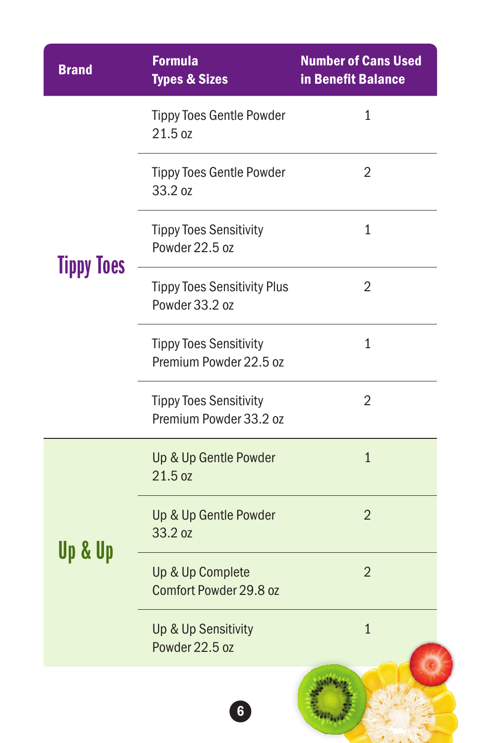| Brand | Formula Types & Sizes | Number of Cans Used in Benefit Balance |
|---|---|---|
| Tippy Toes | Tippy Toes Gentle Powder 21.5 oz | 1 |
| | Tippy Toes Gentle Powder 33.2 oz | 2 |
| | Tippy Toes Sensitivity Powder 22.5 oz | 1 |
| | Tippy Toes Sensitivity Plus Powder 33.2 oz | 2 |
| | Tippy Toes Sensitivity Premium Powder 22.5 oz | 1 |
| | Tippy Toes Sensitivity Premium Powder 33.2 oz | 2 |
| Up & Up | Up & Up Gentle Powder 21.5 oz | 1 |
| | Up & Up Gentle Powder 33.2 oz | 2 |
| | Up & Up Complete Comfort Powder 29.8 oz | 2 |
| | Up & Up Sensitivity Powder 22.5 oz | 1 |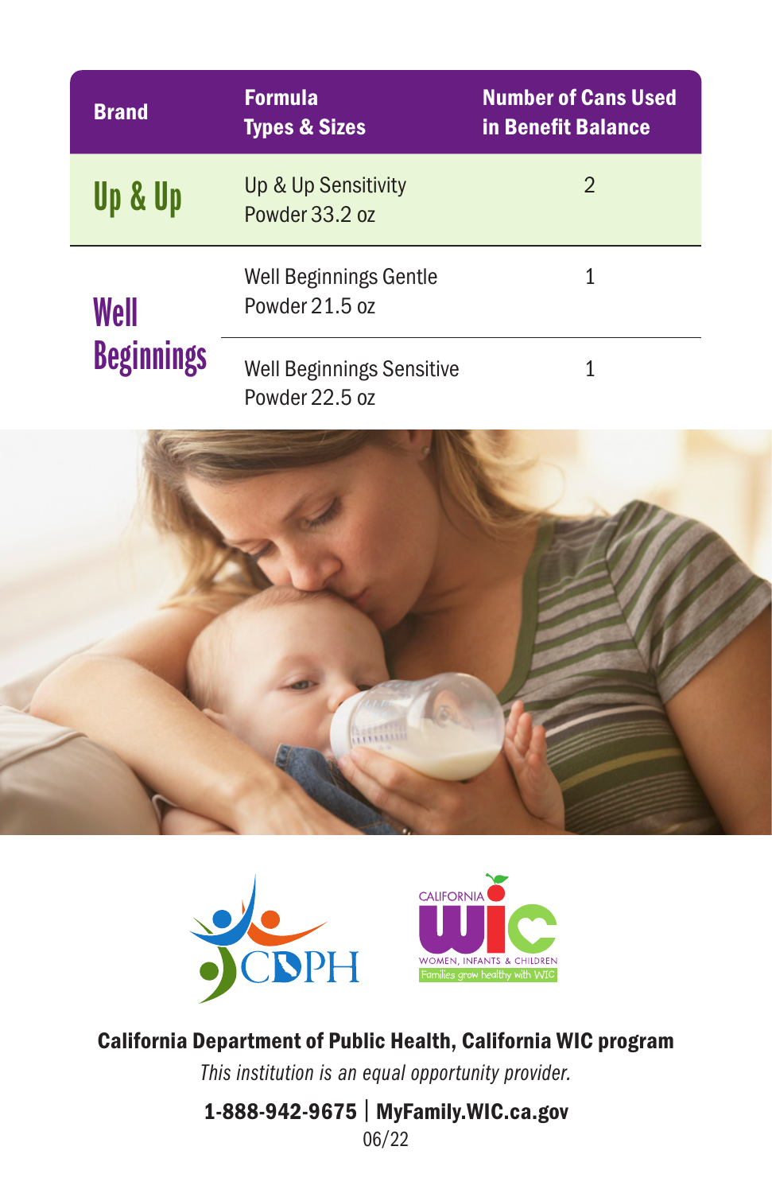| Brand | Formula Types & Sizes | Number of Cans Used in Benefit Balance |
|---|---|---|
| Up & Up | Up & Up Sensitivity Powder 33.2 oz | 2 |
| Well Beginnings | Well Beginnings Gentle Powder 21.5 oz | 1 |
| | Well Beginnings Sensitive Powder 22.5 oz | 1 |

**California Department of Public Health, California WIC program**

*This institution is an equal opportunity provider.*

**1-888-942-9675 | MyFamily.WIC.ca.gov**

06/22